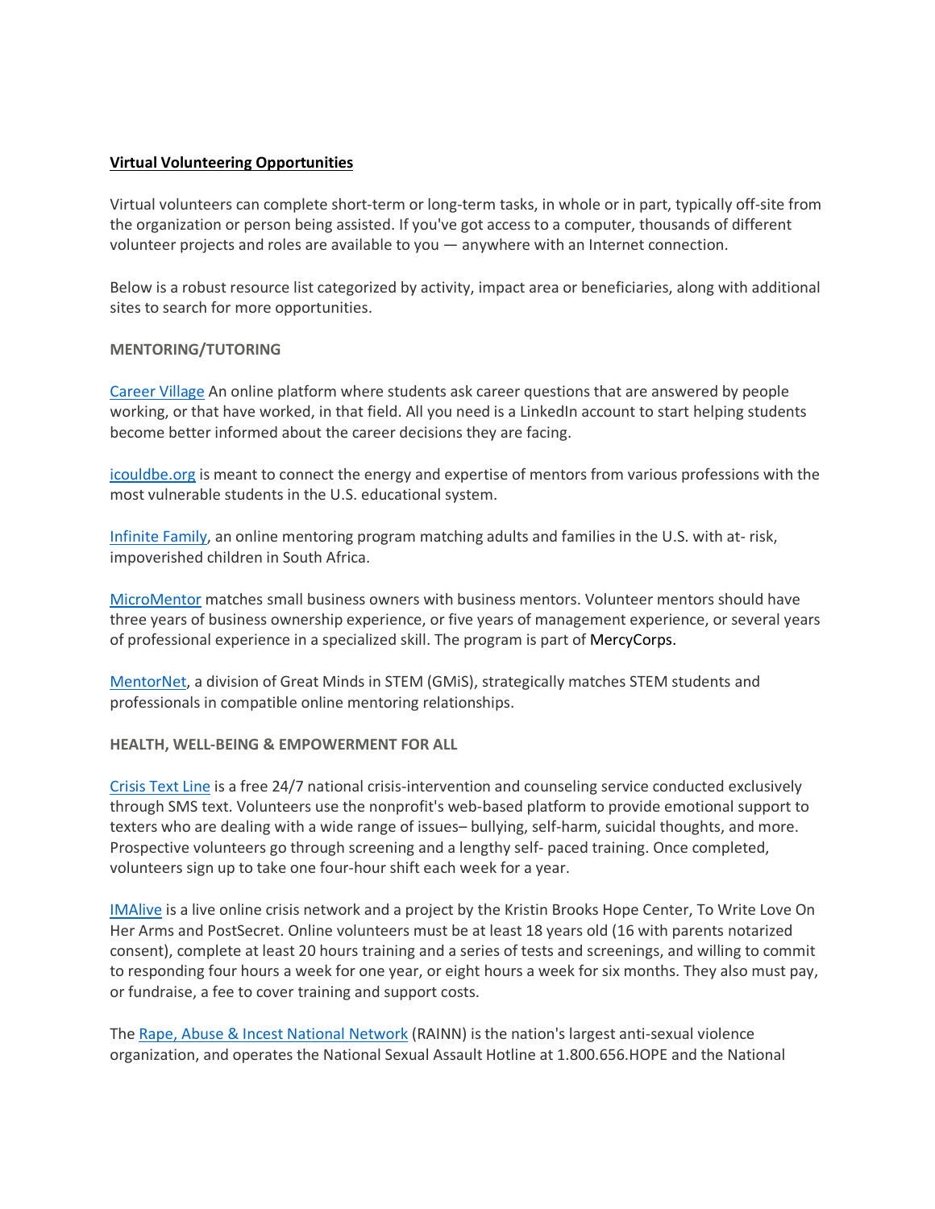# Virtual Volunteering Opportunities

Virtual volunteers can complete short-term or long-term tasks, in whole or in part, typically off-site from the organization or person being assisted. If you've got access to a computer, thousands of different volunteer projects and roles are available to you — anywhere with an Internet connection.

Below is a robust resource list categorized by activity, impact area or beneficiaries, along with additional sites to search for more opportunities.

## MENTORING/TUTORING

Career Village An online platform where students ask career questions that are answered by people working, or that have worked, in that field. All you need is a LinkedIn account to start helping students become better informed about the career decisions they are facing.

icouldbe.org is meant to connect the energy and expertise of mentors from various professions with the most vulnerable students in the U.S. educational system.

Infinite Family, an online mentoring program matching adults and families in the U.S. with at- risk, impoverished children in South Africa.

MicroMentor matches small business owners with business mentors. Volunteer mentors should have three years of business ownership experience, or five years of management experience, or several years of professional experience in a specialized skill. The program is part of MercyCorps.

MentorNet, a division of Great Minds in STEM (GMiS), strategically matches STEM students and professionals in compatible online mentoring relationships.

## HEALTH, WELL-BEING & EMPOWERMENT FOR ALL

Crisis Text Line is a free 24/7 national crisis-intervention and counseling service conducted exclusively through SMS text. Volunteers use the nonprofit's web-based platform to provide emotional support to texters who are dealing with a wide range of issues– bullying, self-harm, suicidal thoughts, and more. Prospective volunteers go through screening and a lengthy self- paced training. Once completed, volunteers sign up to take one four-hour shift each week for a year.

IMAlive is a live online crisis network and a project by the Kristin Brooks Hope Center, To Write Love On Her Arms and PostSecret. Online volunteers must be at least 18 years old (16 with parents notarized consent), complete at least 20 hours training and a series of tests and screenings, and willing to commit to responding four hours a week for one year, or eight hours a week for six months. They also must pay, or fundraise, a fee to cover training and support costs.

The Rape, Abuse & Incest National Network (RAINN) is the nation's largest anti-sexual violence organization, and operates the National Sexual Assault Hotline at 1.800.656.HOPE and the National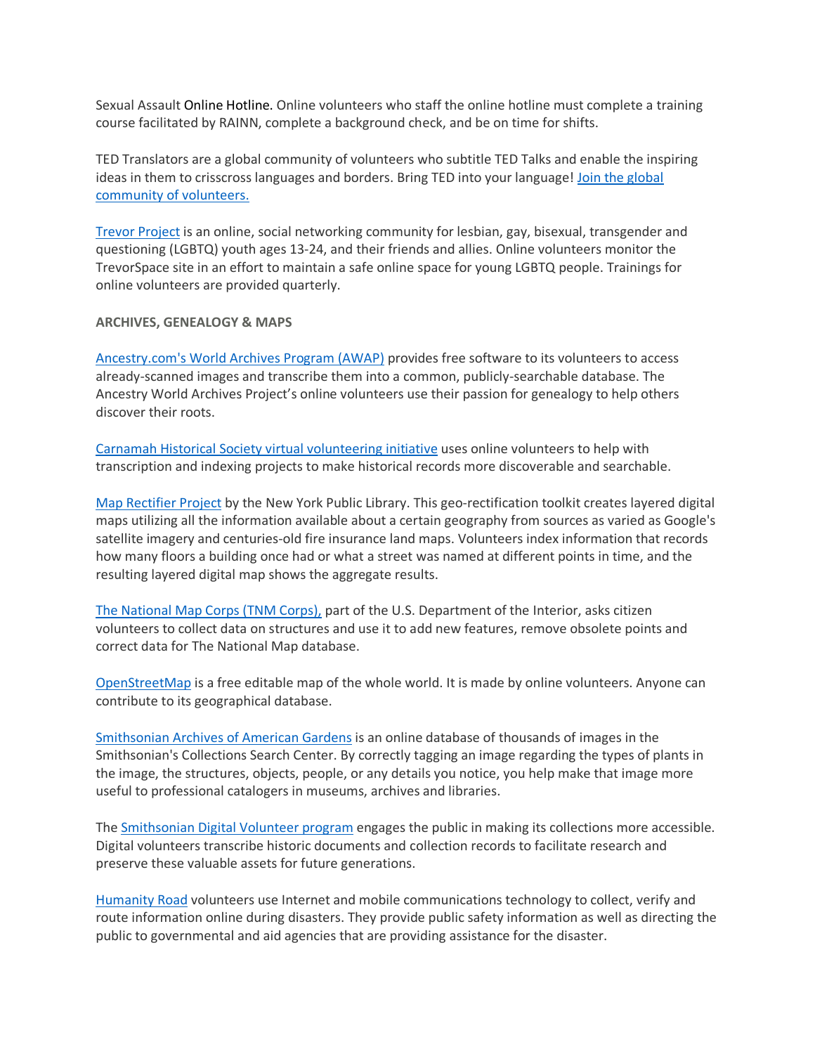Sexual Assault Online Hotline. Online volunteers who staff the online hotline must complete a training course facilitated by RAINN, complete a background check, and be on time for shifts.

TED Translators are a global community of volunteers who subtitle TED Talks and enable the inspiring ideas in them to crisscross languages and borders. Bring TED into your language! Join the global community of volunteers.

Trevor Project is an online, social networking community for lesbian, gay, bisexual, transgender and questioning (LGBTQ) youth ages 13-24, and their friends and allies. Online volunteers monitor the TrevorSpace site in an effort to maintain a safe online space for young LGBTQ people. Trainings for online volunteers are provided quarterly.

**ARCHIVES, GENEALOGY & MAPS**

Ancestry.com's World Archives Program (AWAP) provides free software to its volunteers to access already-scanned images and transcribe them into a common, publicly-searchable database. The Ancestry World Archives Project's online volunteers use their passion for genealogy to help others discover their roots.

Carnamah Historical Society virtual volunteering initiative uses online volunteers to help with transcription and indexing projects to make historical records more discoverable and searchable.

Map Rectifier Project by the New York Public Library. This geo-rectification toolkit creates layered digital maps utilizing all the information available about a certain geography from sources as varied as Google's satellite imagery and centuries-old fire insurance land maps. Volunteers index information that records how many floors a building once had or what a street was named at different points in time, and the resulting layered digital map shows the aggregate results.

The National Map Corps (TNM Corps), part of the U.S. Department of the Interior, asks citizen volunteers to collect data on structures and use it to add new features, remove obsolete points and correct data for The National Map database.

OpenStreetMap is a free editable map of the whole world. It is made by online volunteers. Anyone can contribute to its geographical database.

Smithsonian Archives of American Gardens is an online database of thousands of images in the Smithsonian's Collections Search Center. By correctly tagging an image regarding the types of plants in the image, the structures, objects, people, or any details you notice, you help make that image more useful to professional catalogers in museums, archives and libraries.

The Smithsonian Digital Volunteer program engages the public in making its collections more accessible. Digital volunteers transcribe historic documents and collection records to facilitate research and preserve these valuable assets for future generations.

Humanity Road volunteers use Internet and mobile communications technology to collect, verify and route information online during disasters. They provide public safety information as well as directing the public to governmental and aid agencies that are providing assistance for the disaster.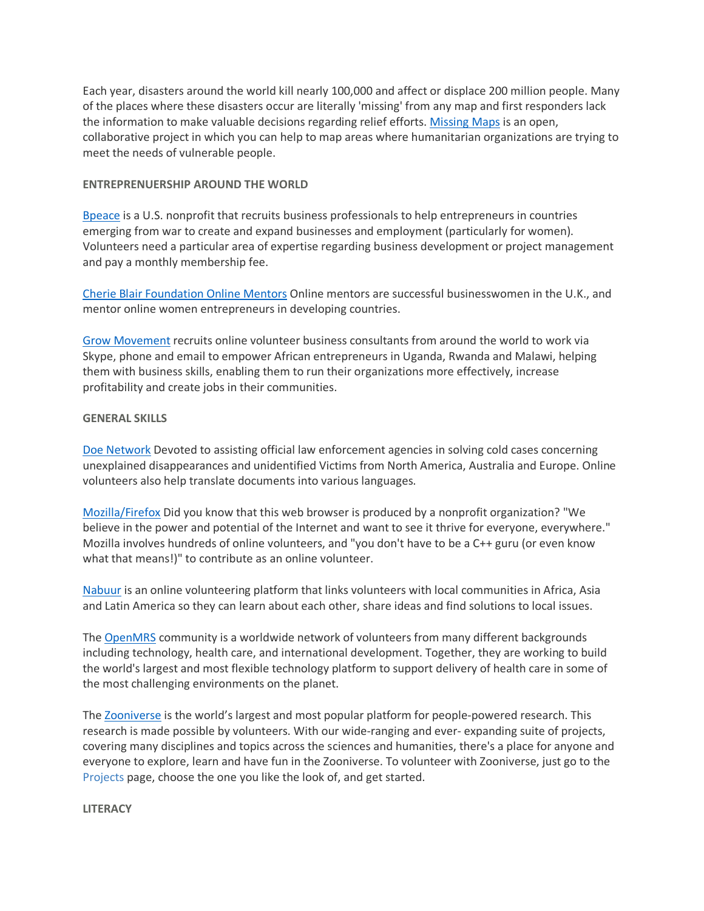Each year, disasters around the world kill nearly 100,000 and affect or displace 200 million people. Many of the places where these disasters occur are literally 'missing' from any map and first responders lack the information to make valuable decisions regarding relief efforts. Missing Maps is an open, collaborative project in which you can help to map areas where humanitarian organizations are trying to meet the needs of vulnerable people.

**ENTREPRENEURSHIP AROUND THE WORLD**

Bpeace is a U.S. nonprofit that recruits business professionals to help entrepreneurs in countries emerging from war to create and expand businesses and employment (particularly for women). Volunteers need a particular area of expertise regarding business development or project management and pay a monthly membership fee.

Cherie Blair Foundation Online Mentors Online mentors are successful businesswomen in the U.K., and mentor online women entrepreneurs in developing countries.

Grow Movement recruits online volunteer business consultants from around the world to work via Skype, phone and email to empower African entrepreneurs in Uganda, Rwanda and Malawi, helping them with business skills, enabling them to run their organizations more effectively, increase profitability and create jobs in their communities.

**GENERAL SKILLS**

Doe Network Devoted to assisting official law enforcement agencies in solving cold cases concerning unexplained disappearances and unidentified Victims from North America, Australia and Europe. Online volunteers also help translate documents into various languages.

Mozilla/Firefox Did you know that this web browser is produced by a nonprofit organization? "We believe in the power and potential of the Internet and want to see it thrive for everyone, everywhere." Mozilla involves hundreds of online volunteers, and "you don't have to be a C++ guru (or even know what that means!)" to contribute as an online volunteer.

Nabuur is an online volunteering platform that links volunteers with local communities in Africa, Asia and Latin America so they can learn about each other, share ideas and find solutions to local issues.

The OpenMRS community is a worldwide network of volunteers from many different backgrounds including technology, health care, and international development. Together, they are working to build the world's largest and most flexible technology platform to support delivery of health care in some of the most challenging environments on the planet.

The Zooniverse is the world's largest and most popular platform for people-powered research. This research is made possible by volunteers. With our wide-ranging and ever- expanding suite of projects, covering many disciplines and topics across the sciences and humanities, there's a place for anyone and everyone to explore, learn and have fun in the Zooniverse. To volunteer with Zooniverse, just go to the Projects page, choose the one you like the look of, and get started.

**LITERACY**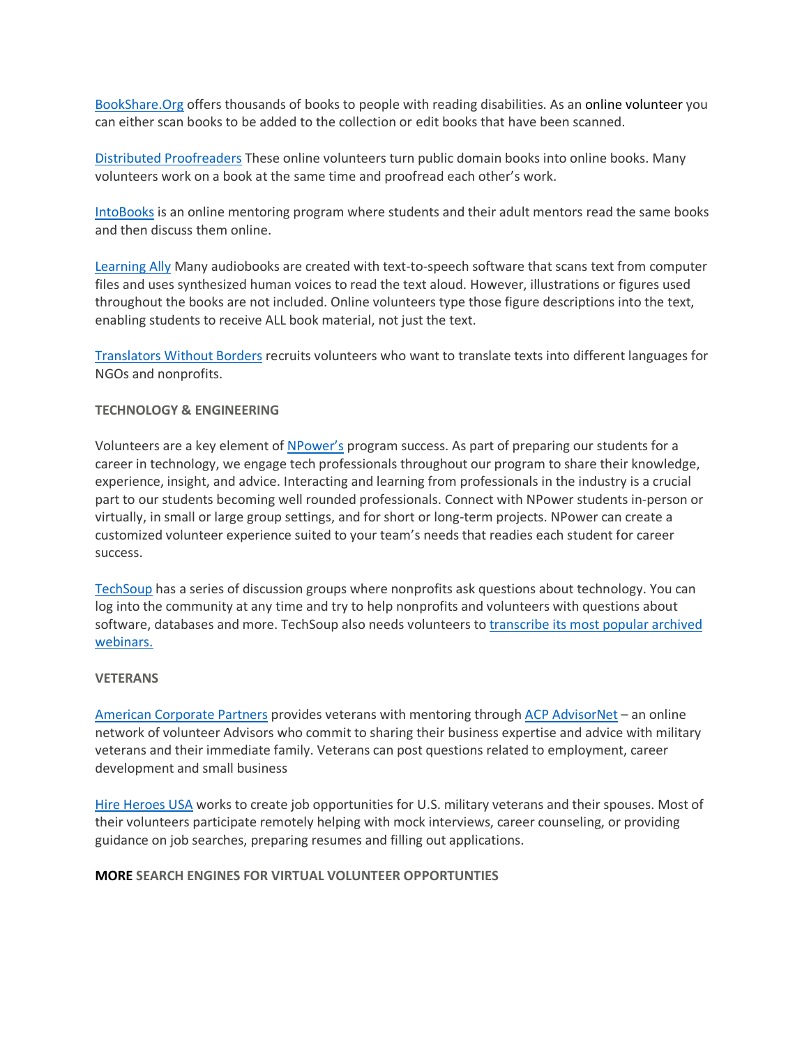BookShare.Org offers thousands of books to people with reading disabilities. As an online volunteer you can either scan books to be added to the collection or edit books that have been scanned.

Distributed Proofreaders These online volunteers turn public domain books into online books. Many volunteers work on a book at the same time and proofread each other's work.

IntoBooks is an online mentoring program where students and their adult mentors read the same books and then discuss them online.

Learning Ally Many audiobooks are created with text-to-speech software that scans text from computer files and uses synthesized human voices to read the text aloud. However, illustrations or figures used throughout the books are not included. Online volunteers type those figure descriptions into the text, enabling students to receive ALL book material, not just the text.

Translators Without Borders recruits volunteers who want to translate texts into different languages for NGOs and nonprofits.

**TECHNOLOGY & ENGINEERING**

Volunteers are a key element of NPower's program success. As part of preparing our students for a career in technology, we engage tech professionals throughout our program to share their knowledge, experience, insight, and advice. Interacting and learning from professionals in the industry is a crucial part to our students becoming well rounded professionals. Connect with NPower students in-person or virtually, in small or large group settings, and for short or long-term projects. NPower can create a customized volunteer experience suited to your team's needs that readies each student for career success.

TechSoup has a series of discussion groups where nonprofits ask questions about technology. You can log into the community at any time and try to help nonprofits and volunteers with questions about software, databases and more. TechSoup also needs volunteers to transcribe its most popular archived webinars.

**VETERANS**

American Corporate Partners provides veterans with mentoring through ACP AdvisorNet – an online network of volunteer Advisors who commit to sharing their business expertise and advice with military veterans and their immediate family. Veterans can post questions related to employment, career development and small business

Hire Heroes USA works to create job opportunities for U.S. military veterans and their spouses. Most of their volunteers participate remotely helping with mock interviews, career counseling, or providing guidance on job searches, preparing resumes and filling out applications.

**MORE SEARCH ENGINES FOR VIRTUAL VOLUNTEER OPPORTUNTIES**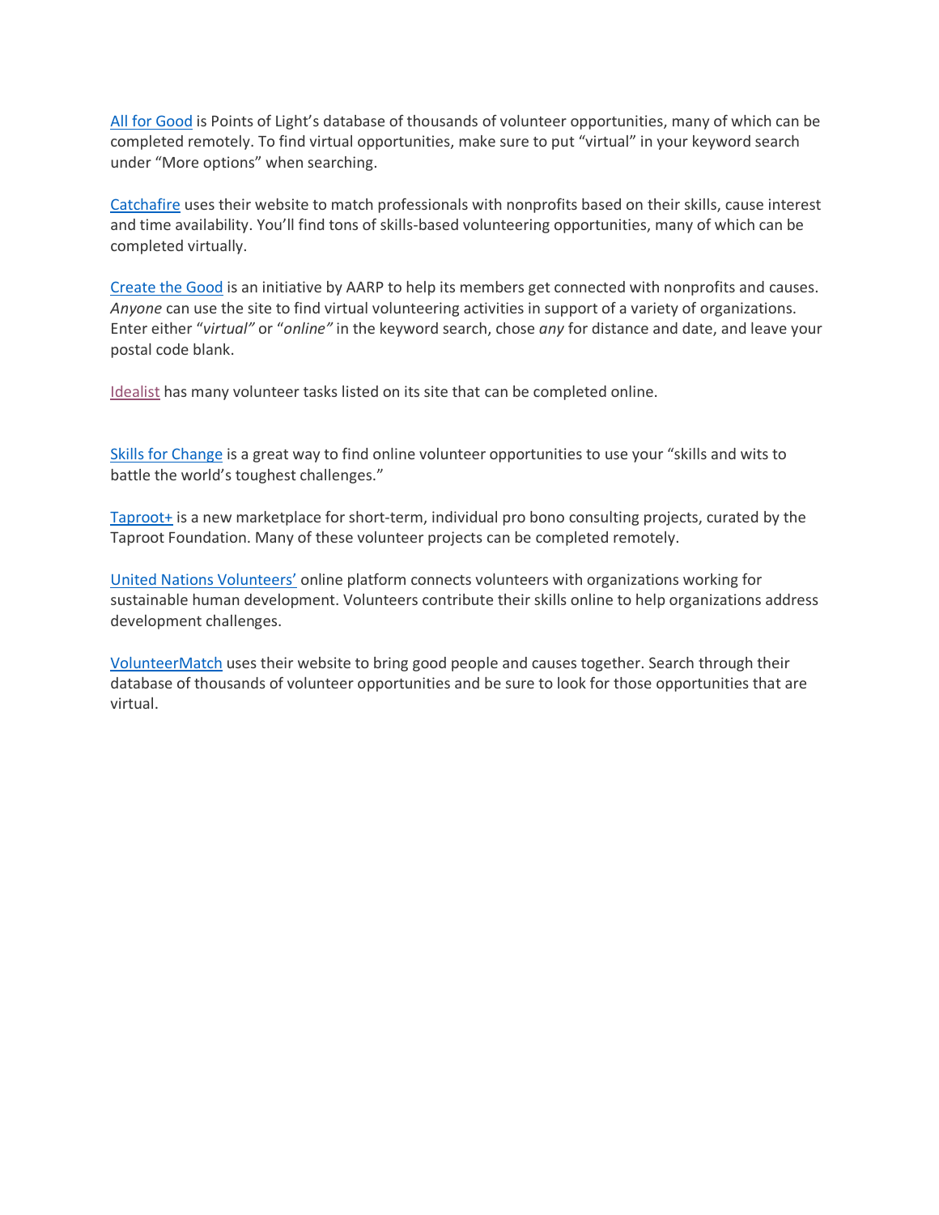All for Good is Points of Light's database of thousands of volunteer opportunities, many of which can be completed remotely. To find virtual opportunities, make sure to put "virtual" in your keyword search under "More options" when searching.

Catchafire uses their website to match professionals with nonprofits based on their skills, cause interest and time availability. You'll find tons of skills-based volunteering opportunities, many of which can be completed virtually.

Create the Good is an initiative by AARP to help its members get connected with nonprofits and causes. *Anyone* can use the site to find virtual volunteering activities in support of a variety of organizations. Enter either "*virtual"* or "*online"* in the keyword search, chose *any* for distance and date, and leave your postal code blank.

Idealist has many volunteer tasks listed on its site that can be completed online.

Skills for Change is a great way to find online volunteer opportunities to use your "skills and wits to battle the world's toughest challenges."

Taproot+ is a new marketplace for short-term, individual pro bono consulting projects, curated by the Taproot Foundation. Many of these volunteer projects can be completed remotely.

United Nations Volunteers' online platform connects volunteers with organizations working for sustainable human development. Volunteers contribute their skills online to help organizations address development challenges.

VolunteerMatch uses their website to bring good people and causes together. Search through their database of thousands of volunteer opportunities and be sure to look for those opportunities that are virtual.